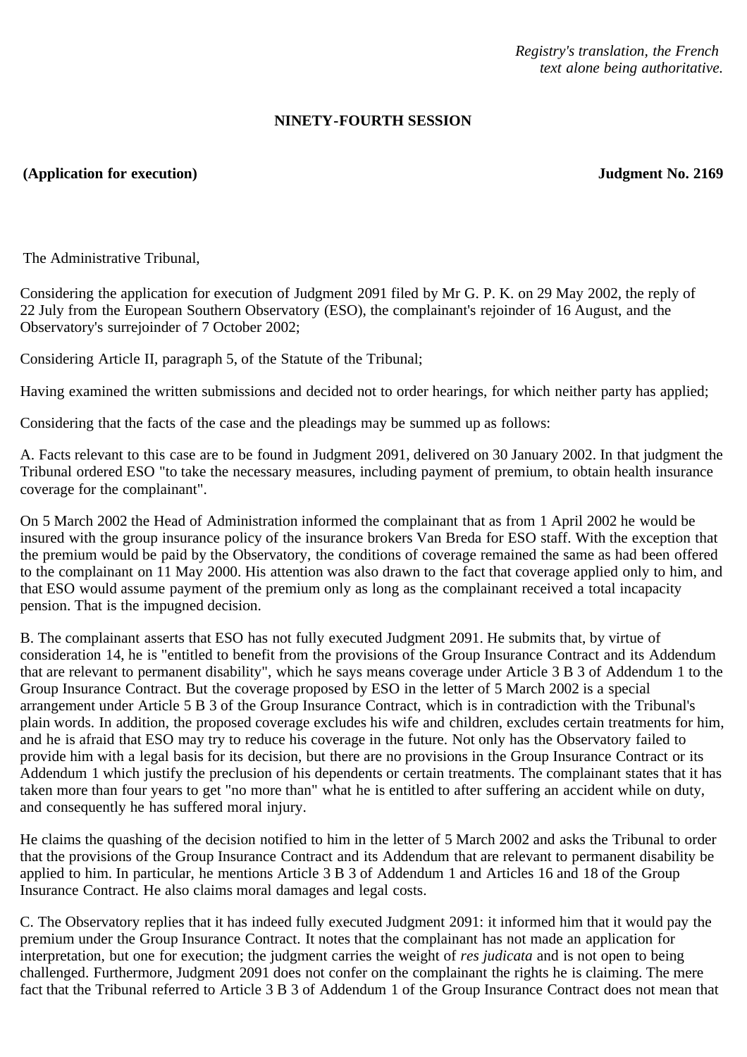*Registry's translation, the French text alone being authoritative.*

**NINETY-FOURTH SESSION**

**(Application for execution)** **Judgment No. 2169**

The Administrative Tribunal,

Considering the application for execution of Judgment 2091 filed by Mr G. P. K. on 29 May 2002, the reply of 22 July from the European Southern Observatory (ESO), the complainant's rejoinder of 16 August, and the Observatory's surrejoinder of 7 October 2002;

Considering Article II, paragraph 5, of the Statute of the Tribunal;

Having examined the written submissions and decided not to order hearings, for which neither party has applied;

Considering that the facts of the case and the pleadings may be summed up as follows:

A. Facts relevant to this case are to be found in Judgment 2091, delivered on 30 January 2002. In that judgment the Tribunal ordered ESO "to take the necessary measures, including payment of premium, to obtain health insurance coverage for the complainant".

On 5 March 2002 the Head of Administration informed the complainant that as from 1 April 2002 he would be insured with the group insurance policy of the insurance brokers Van Breda for ESO staff. With the exception that the premium would be paid by the Observatory, the conditions of coverage remained the same as had been offered to the complainant on 11 May 2000. His attention was also drawn to the fact that coverage applied only to him, and that ESO would assume payment of the premium only as long as the complainant received a total incapacity pension. That is the impugned decision.

B. The complainant asserts that ESO has not fully executed Judgment 2091. He submits that, by virtue of consideration 14, he is "entitled to benefit from the provisions of the Group Insurance Contract and its Addendum that are relevant to permanent disability", which he says means coverage under Article 3 B 3 of Addendum 1 to the Group Insurance Contract. But the coverage proposed by ESO in the letter of 5 March 2002 is a special arrangement under Article 5 B 3 of the Group Insurance Contract, which is in contradiction with the Tribunal's plain words. In addition, the proposed coverage excludes his wife and children, excludes certain treatments for him, and he is afraid that ESO may try to reduce his coverage in the future. Not only has the Observatory failed to provide him with a legal basis for its decision, but there are no provisions in the Group Insurance Contract or its Addendum 1 which justify the preclusion of his dependents or certain treatments. The complainant states that it has taken more than four years to get "no more than" what he is entitled to after suffering an accident while on duty, and consequently he has suffered moral injury.

He claims the quashing of the decision notified to him in the letter of 5 March 2002 and asks the Tribunal to order that the provisions of the Group Insurance Contract and its Addendum that are relevant to permanent disability be applied to him. In particular, he mentions Article 3 B 3 of Addendum 1 and Articles 16 and 18 of the Group Insurance Contract. He also claims moral damages and legal costs.

C. The Observatory replies that it has indeed fully executed Judgment 2091: it informed him that it would pay the premium under the Group Insurance Contract. It notes that the complainant has not made an application for interpretation, but one for execution; the judgment carries the weight of *res judicata* and is not open to being challenged. Furthermore, Judgment 2091 does not confer on the complainant the rights he is claiming. The mere fact that the Tribunal referred to Article 3 B 3 of Addendum 1 of the Group Insurance Contract does not mean that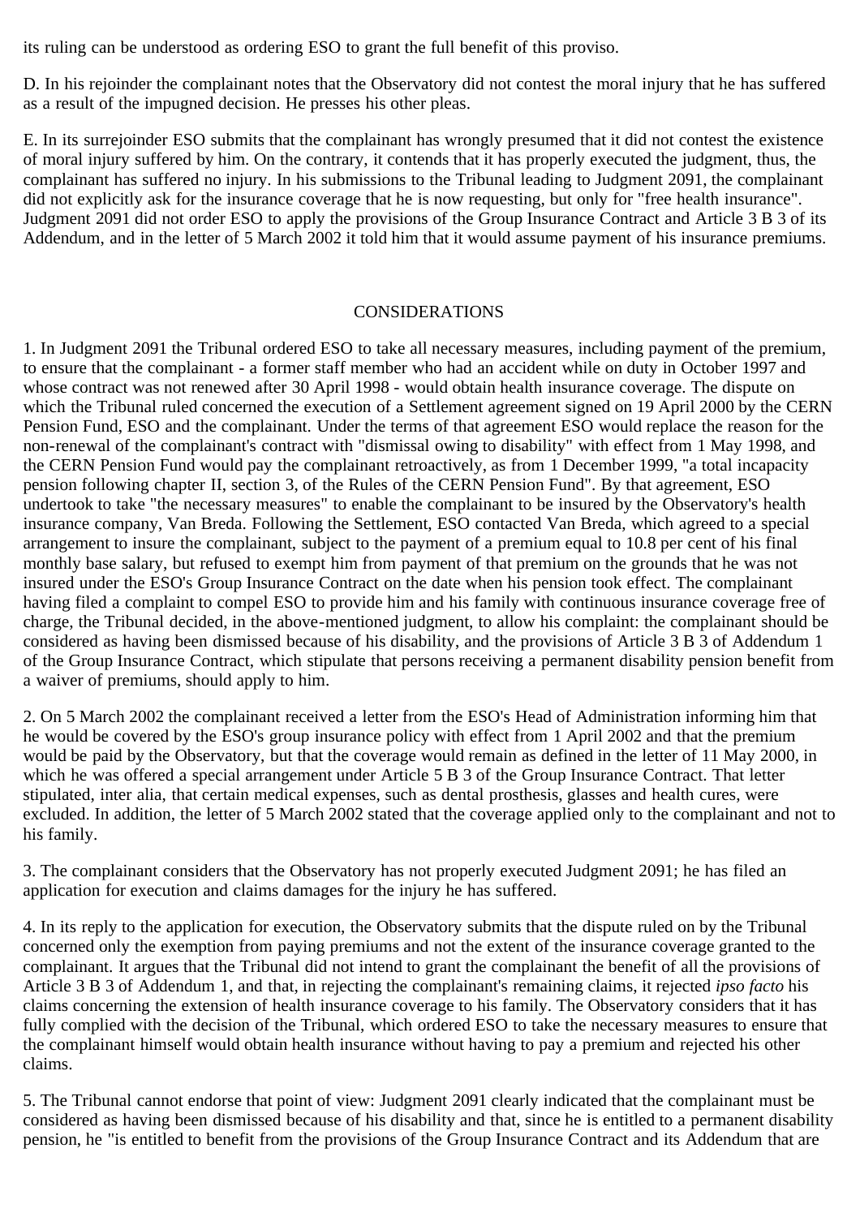its ruling can be understood as ordering ESO to grant the full benefit of this proviso.

D. In his rejoinder the complainant notes that the Observatory did not contest the moral injury that he has suffered as a result of the impugned decision. He presses his other pleas.

E. In its surrejoinder ESO submits that the complainant has wrongly presumed that it did not contest the existence of moral injury suffered by him. On the contrary, it contends that it has properly executed the judgment, thus, the complainant has suffered no injury. In his submissions to the Tribunal leading to Judgment 2091, the complainant did not explicitly ask for the insurance coverage that he is now requesting, but only for "free health insurance". Judgment 2091 did not order ESO to apply the provisions of the Group Insurance Contract and Article 3 B 3 of its Addendum, and in the letter of 5 March 2002 it told him that it would assume payment of his insurance premiums.

## CONSIDERATIONS

1. In Judgment 2091 the Tribunal ordered ESO to take all necessary measures, including payment of the premium, to ensure that the complainant - a former staff member who had an accident while on duty in October 1997 and whose contract was not renewed after 30 April 1998 - would obtain health insurance coverage. The dispute on which the Tribunal ruled concerned the execution of a Settlement agreement signed on 19 April 2000 by the CERN Pension Fund, ESO and the complainant. Under the terms of that agreement ESO would replace the reason for the non-renewal of the complainant's contract with "dismissal owing to disability" with effect from 1 May 1998, and the CERN Pension Fund would pay the complainant retroactively, as from 1 December 1999, "a total incapacity pension following chapter II, section 3, of the Rules of the CERN Pension Fund". By that agreement, ESO undertook to take "the necessary measures" to enable the complainant to be insured by the Observatory's health insurance company, Van Breda. Following the Settlement, ESO contacted Van Breda, which agreed to a special arrangement to insure the complainant, subject to the payment of a premium equal to 10.8 per cent of his final monthly base salary, but refused to exempt him from payment of that premium on the grounds that he was not insured under the ESO's Group Insurance Contract on the date when his pension took effect. The complainant having filed a complaint to compel ESO to provide him and his family with continuous insurance coverage free of charge, the Tribunal decided, in the above-mentioned judgment, to allow his complaint: the complainant should be considered as having been dismissed because of his disability, and the provisions of Article 3 B 3 of Addendum 1 of the Group Insurance Contract, which stipulate that persons receiving a permanent disability pension benefit from a waiver of premiums, should apply to him.

2. On 5 March 2002 the complainant received a letter from the ESO's Head of Administration informing him that he would be covered by the ESO's group insurance policy with effect from 1 April 2002 and that the premium would be paid by the Observatory, but that the coverage would remain as defined in the letter of 11 May 2000, in which he was offered a special arrangement under Article 5 B 3 of the Group Insurance Contract. That letter stipulated, inter alia, that certain medical expenses, such as dental prosthesis, glasses and health cures, were excluded. In addition, the letter of 5 March 2002 stated that the coverage applied only to the complainant and not to his family.

3. The complainant considers that the Observatory has not properly executed Judgment 2091; he has filed an application for execution and claims damages for the injury he has suffered.

4. In its reply to the application for execution, the Observatory submits that the dispute ruled on by the Tribunal concerned only the exemption from paying premiums and not the extent of the insurance coverage granted to the complainant. It argues that the Tribunal did not intend to grant the complainant the benefit of all the provisions of Article 3 B 3 of Addendum 1, and that, in rejecting the complainant's remaining claims, it rejected *ipso facto* his claims concerning the extension of health insurance coverage to his family. The Observatory considers that it has fully complied with the decision of the Tribunal, which ordered ESO to take the necessary measures to ensure that the complainant himself would obtain health insurance without having to pay a premium and rejected his other claims.

5. The Tribunal cannot endorse that point of view: Judgment 2091 clearly indicated that the complainant must be considered as having been dismissed because of his disability and that, since he is entitled to a permanent disability pension, he "is entitled to benefit from the provisions of the Group Insurance Contract and its Addendum that are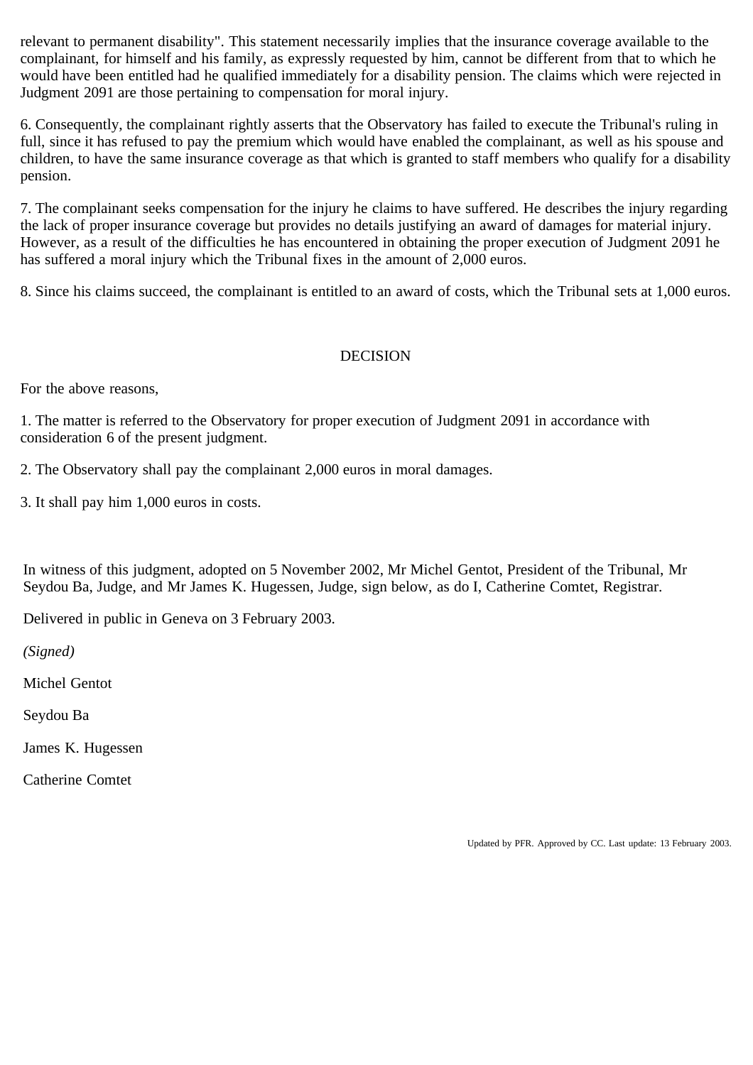relevant to permanent disability". This statement necessarily implies that the insurance coverage available to the complainant, for himself and his family, as expressly requested by him, cannot be different from that to which he would have been entitled had he qualified immediately for a disability pension. The claims which were rejected in Judgment 2091 are those pertaining to compensation for moral injury.

6. Consequently, the complainant rightly asserts that the Observatory has failed to execute the Tribunal's ruling in full, since it has refused to pay the premium which would have enabled the complainant, as well as his spouse and children, to have the same insurance coverage as that which is granted to staff members who qualify for a disability pension.

7. The complainant seeks compensation for the injury he claims to have suffered. He describes the injury regarding the lack of proper insurance coverage but provides no details justifying an award of damages for material injury. However, as a result of the difficulties he has encountered in obtaining the proper execution of Judgment 2091 he has suffered a moral injury which the Tribunal fixes in the amount of 2,000 euros.

8. Since his claims succeed, the complainant is entitled to an award of costs, which the Tribunal sets at 1,000 euros.

## DECISION

For the above reasons,

1. The matter is referred to the Observatory for proper execution of Judgment 2091 in accordance with consideration 6 of the present judgment.

2. The Observatory shall pay the complainant 2,000 euros in moral damages.

3. It shall pay him 1,000 euros in costs.

In witness of this judgment, adopted on 5 November 2002, Mr Michel Gentot, President of the Tribunal, Mr Seydou Ba, Judge, and Mr James K. Hugessen, Judge, sign below, as do I, Catherine Comtet, Registrar.

Delivered in public in Geneva on 3 February 2003.

*(Signed)*

Michel Gentot

Seydou Ba

James K. Hugessen

Catherine Comtet

Updated by PFR. Approved by CC. Last update: 13 February 2003.